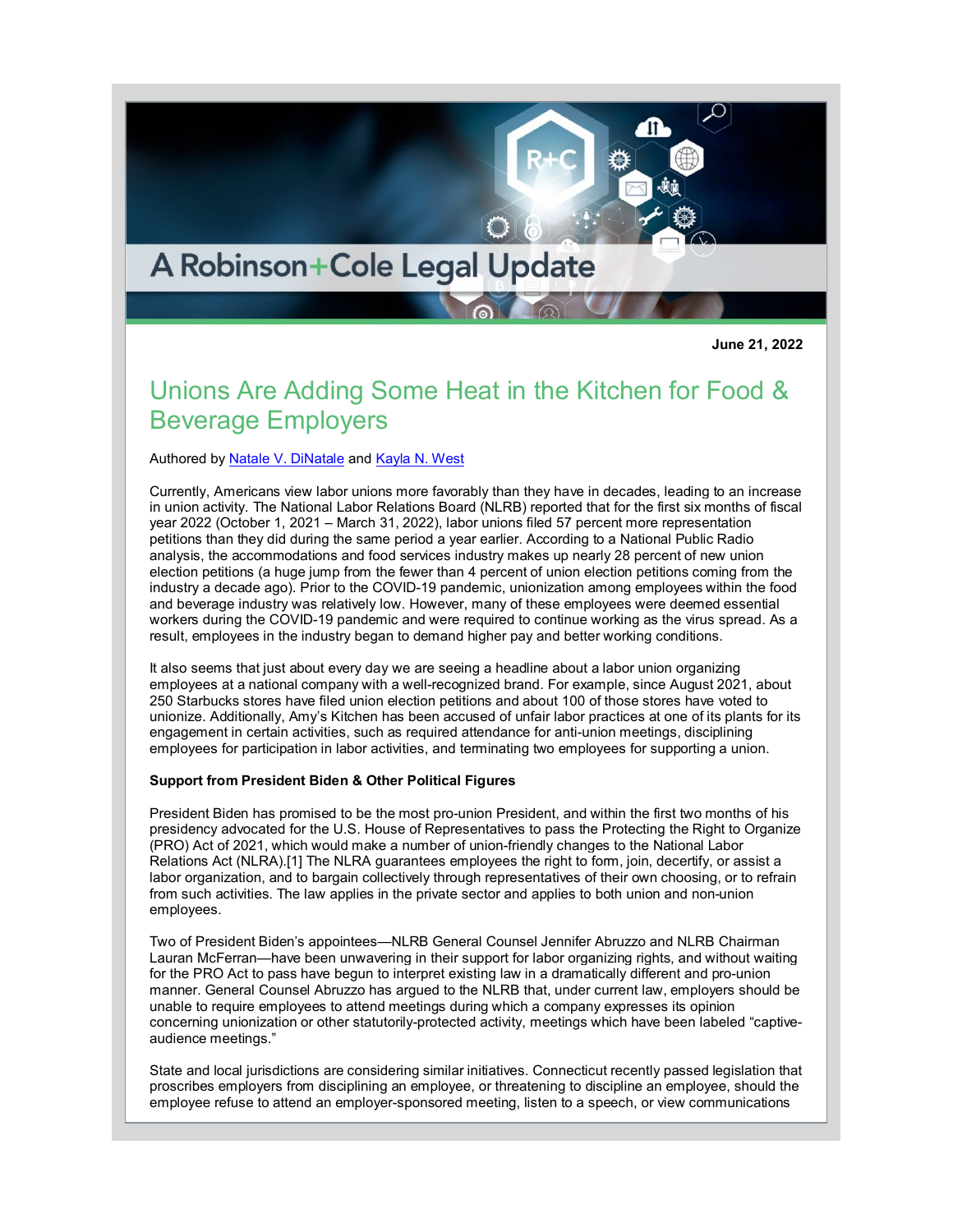A Robinson+Cole Legal Update

**June 21, 2022**

# Unions Are Adding Some Heat in the Kitchen for Food & Beverage Employers

Authored by Natale V. DiNatale and Kayla N. West

Currently, Americans view labor unions more favorably than they have in decades, leading to an increase in union activity. The National Labor Relations Board (NLRB) reported that for the first six months of fiscal year 2022 (October 1, 2021 – March 31, 2022), labor unions filed 57 percent more representation petitions than they did during the same period a year earlier. According to a National Public Radio analysis, the accommodations and food services industry makes up nearly 28 percent of new union election petitions (a huge jump from the fewer than 4 percent of union election petitions coming from the industry a decade ago). Prior to the COVID-19 pandemic, unionization among employees within the food and beverage industry was relatively low. However, many of these employees were deemed essential workers during the COVID-19 pandemic and were required to continue working as the virus spread. As a result, employees in the industry began to demand higher pay and better working conditions.

It also seems that just about every day we are seeing a headline about a labor union organizing employees at a national company with a well-recognized brand. For example, since August 2021, about 250 Starbucks stores have filed union election petitions and about 100 of those stores have voted to unionize. Additionally, Amy's Kitchen has been accused of unfair labor practices at one of its plants for its engagement in certain activities, such as required attendance for anti-union meetings, disciplining employees for participation in labor activities, and terminating two employees for supporting a union.

**Support from President Biden & Other Political Figures**

President Biden has promised to be the most pro-union President, and within the first two months of his presidency advocated for the U.S. House of Representatives to pass the Protecting the Right to Organize (PRO) Act of 2021, which would make a number of union-friendly changes to the National Labor Relations Act (NLRA).[1] The NLRA guarantees employees the right to form, join, decertify, or assist a labor organization, and to bargain collectively through representatives of their own choosing, or to refrain from such activities. The law applies in the private sector and applies to both union and non-union employees.

Two of President Biden's appointees—NLRB General Counsel Jennifer Abruzzo and NLRB Chairman Lauran McFerran—have been unwavering in their support for labor organizing rights, and without waiting for the PRO Act to pass have begun to interpret existing law in a dramatically different and pro-union manner. General Counsel Abruzzo has argued to the NLRB that, under current law, employers should be unable to require employees to attend meetings during which a company expresses its opinion concerning unionization or other statutorily-protected activity, meetings which have been labeled "captive-audience meetings."

State and local jurisdictions are considering similar initiatives. Connecticut recently passed legislation that proscribes employers from disciplining an employee, or threatening to discipline an employee, should the employee refuse to attend an employer-sponsored meeting, listen to a speech, or view communications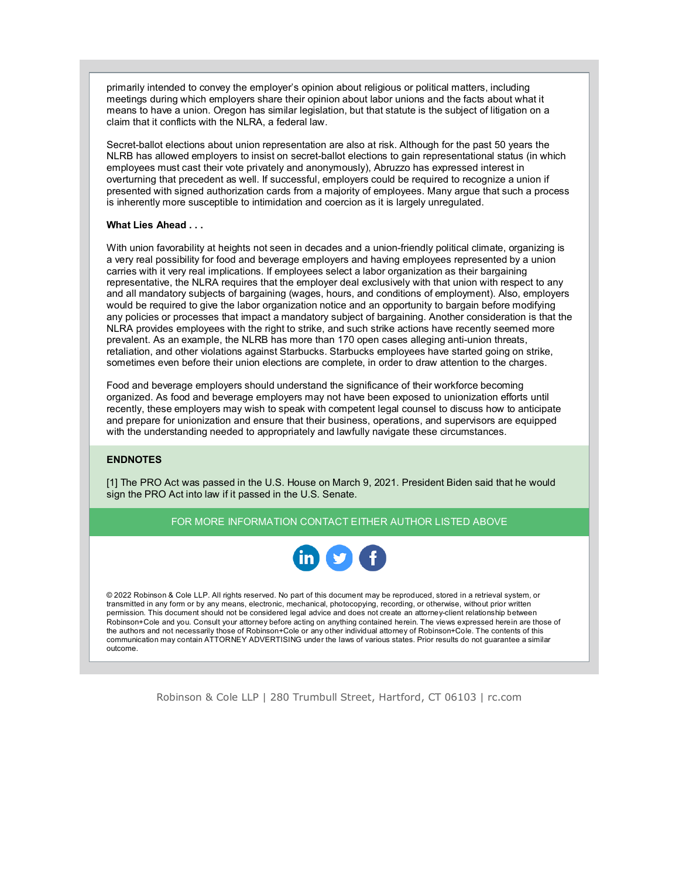primarily intended to convey the employer's opinion about religious or political matters, including meetings during which employers share their opinion about labor unions and the facts about what it means to have a union. Oregon has similar legislation, but that statute is the subject of litigation on a claim that it conflicts with the NLRA, a federal law.

Secret-ballot elections about union representation are also at risk. Although for the past 50 years the NLRB has allowed employers to insist on secret-ballot elections to gain representational status (in which employees must cast their vote privately and anonymously), Abruzzo has expressed interest in overturning that precedent as well. If successful, employers could be required to recognize a union if presented with signed authorization cards from a majority of employees. Many argue that such a process is inherently more susceptible to intimidation and coercion as it is largely unregulated.

**What Lies Ahead . . .**

With union favorability at heights not seen in decades and a union-friendly political climate, organizing is a very real possibility for food and beverage employers and having employees represented by a union carries with it very real implications. If employees select a labor organization as their bargaining representative, the NLRA requires that the employer deal exclusively with that union with respect to any and all mandatory subjects of bargaining (wages, hours, and conditions of employment). Also, employers would be required to give the labor organization notice and an opportunity to bargain before modifying any policies or processes that impact a mandatory subject of bargaining. Another consideration is that the NLRA provides employees with the right to strike, and such strike actions have recently seemed more prevalent. As an example, the NLRB has more than 170 open cases alleging anti-union threats, retaliation, and other violations against Starbucks. Starbucks employees have started going on strike, sometimes even before their union elections are complete, in order to draw attention to the charges.

Food and beverage employers should understand the significance of their workforce becoming organized. As food and beverage employers may not have been exposed to unionization efforts until recently, these employers may wish to speak with competent legal counsel to discuss how to anticipate and prepare for unionization and ensure that their business, operations, and supervisors are equipped with the understanding needed to appropriately and lawfully navigate these circumstances.

**ENDNOTES**

[1] The PRO Act was passed in the U.S. House on March 9, 2021. President Biden said that he would sign the PRO Act into law if it passed in the U.S. Senate.

FOR MORE INFORMATION CONTACT EITHER AUTHOR LISTED ABOVE

© 2022 Robinson & Cole LLP. All rights reserved. No part of this document may be reproduced, stored in a retrieval system, or transmitted in any form or by any means, electronic, mechanical, photocopying, recording, or otherwise, without prior written permission. This document should not be considered legal advice and does not create an attorney-client relationship between Robinson+Cole and you. Consult your attorney before acting on anything contained herein. The views expressed herein are those of the authors and not necessarily those of Robinson+Cole or any other individual attorney of Robinson+Cole. The contents of this communication may contain ATTORNEY ADVERTISING under the laws of various states. Prior results do not guarantee a similar outcome.

Robinson & Cole LLP | 280 Trumbull Street, Hartford, CT 06103 | rc.com